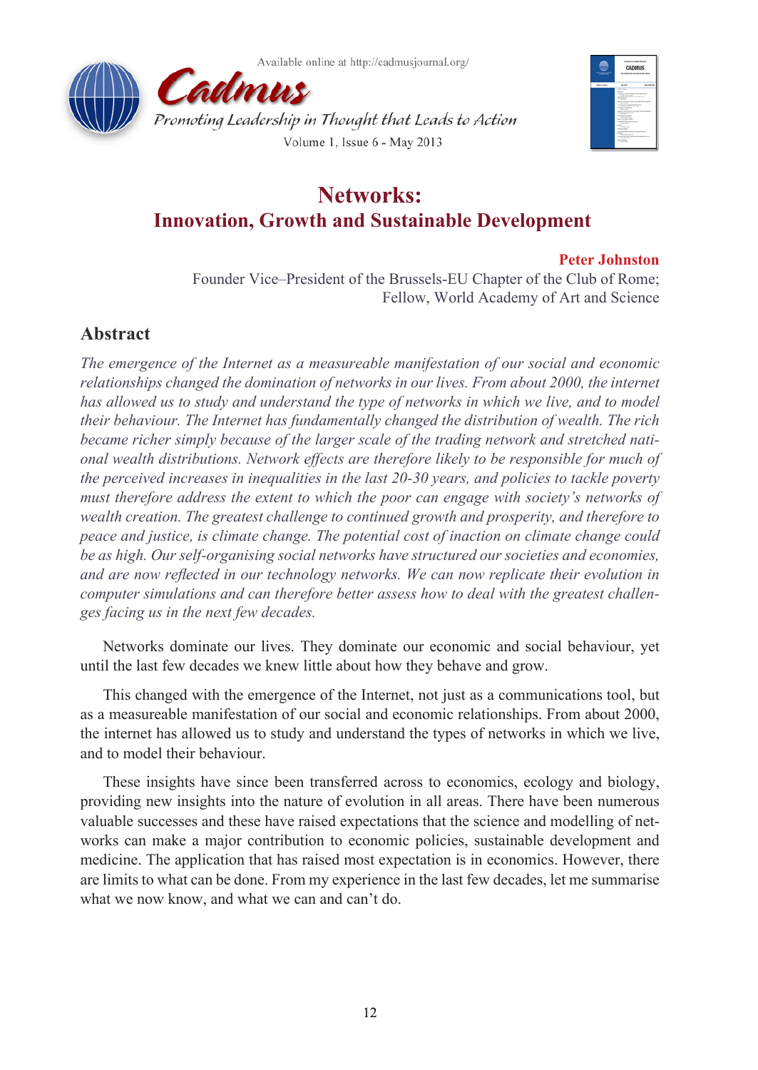Available online at http://cadmusjournal.org/

# Cadmus

*Promoting Leadership in Thought that Leads to Action*

Volume 1, Issue 6 - May 2013

# Networks:
## Innovation, Growth and Sustainable Development

**Peter Johnston**

Founder Vice–President of the Brussels-EU Chapter of the Club of Rome;
Fellow, World Academy of Art and Science

## Abstract

*The emergence of the Internet as a measureable manifestation of our social and economic relationships changed the domination of networks in our lives. From about 2000, the internet has allowed us to study and understand the type of networks in which we live, and to model their behaviour. The Internet has fundamentally changed the distribution of wealth. The rich became richer simply because of the larger scale of the trading network and stretched national wealth distributions. Network effects are therefore likely to be responsible for much of the perceived increases in inequalities in the last 20-30 years, and policies to tackle poverty must therefore address the extent to which the poor can engage with society's networks of wealth creation. The greatest challenge to continued growth and prosperity, and therefore to peace and justice, is climate change. The potential cost of inaction on climate change could be as high. Our self-organising social networks have structured our societies and economies, and are now reflected in our technology networks. We can now replicate their evolution in computer simulations and can therefore better assess how to deal with the greatest challenges facing us in the next few decades.*

Networks dominate our lives. They dominate our economic and social behaviour, yet until the last few decades we knew little about how they behave and grow.

This changed with the emergence of the Internet, not just as a communications tool, but as a measureable manifestation of our social and economic relationships. From about 2000, the internet has allowed us to study and understand the types of networks in which we live, and to model their behaviour.

These insights have since been transferred across to economics, ecology and biology, providing new insights into the nature of evolution in all areas. There have been numerous valuable successes and these have raised expectations that the science and modelling of networks can make a major contribution to economic policies, sustainable development and medicine. The application that has raised most expectation is in economics. However, there are limits to what can be done. From my experience in the last few decades, let me summarise what we now know, and what we can and can't do.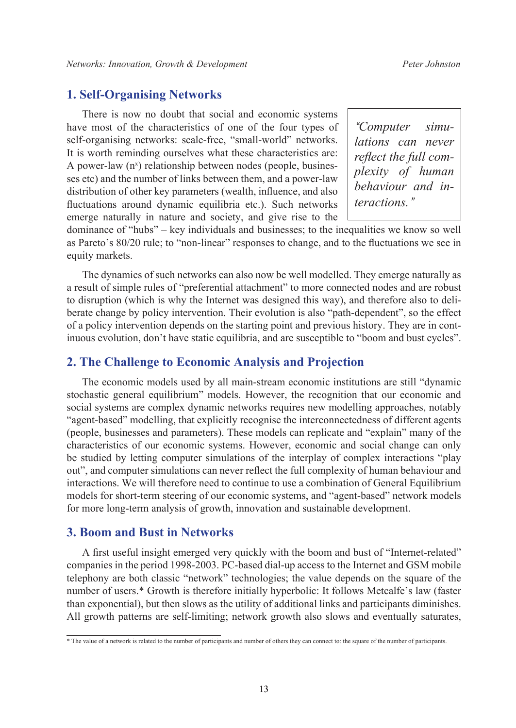## 1. Self-Organising Networks

There is now no doubt that social and economic systems have most of the characteristics of one of the four types of self-organising networks: scale-free, "small-world" networks. It is worth reminding ourselves what these characteristics are: A power-law ($n^x$) relationship between nodes (people, businesses etc) and the number of links between them, and a power-law distribution of other key parameters (wealth, influence, and also fluctuations around dynamic equilibria etc.). Such networks emerge naturally in nature and society, and give rise to the dominance of "hubs" – key individuals and businesses; to the inequalities we know so well as Pareto's 80/20 rule; to "non-linear" responses to change, and to the fluctuations we see in equity markets.

> *"Computer simulations can never reflect the full complexity of human behaviour and interactions."*

The dynamics of such networks can also now be well modelled. They emerge naturally as a result of simple rules of "preferential attachment" to more connected nodes and are robust to disruption (which is why the Internet was designed this way), and therefore also to deliberate change by policy intervention. Their evolution is also "path-dependent", so the effect of a policy intervention depends on the starting point and previous history. They are in continuous evolution, don't have static equilibria, and are susceptible to "boom and bust cycles".

## 2. The Challenge to Economic Analysis and Projection

The economic models used by all main-stream economic institutions are still "dynamic stochastic general equilibrium" models. However, the recognition that our economic and social systems are complex dynamic networks requires new modelling approaches, notably "agent-based" modelling, that explicitly recognise the interconnectedness of different agents (people, businesses and parameters). These models can replicate and "explain" many of the characteristics of our economic systems. However, economic and social change can only be studied by letting computer simulations of the interplay of complex interactions "play out", and computer simulations can never reflect the full complexity of human behaviour and interactions. We will therefore need to continue to use a combination of General Equilibrium models for short-term steering of our economic systems, and "agent-based" network models for more long-term analysis of growth, innovation and sustainable development.

## 3. Boom and Bust in Networks

A first useful insight emerged very quickly with the boom and bust of "Internet-related" companies in the period 1998-2003. PC-based dial-up access to the Internet and GSM mobile telephony are both classic "network" technologies; the value depends on the square of the number of users.* Growth is therefore initially hyperbolic: It follows Metcalfe's law (faster than exponential), but then slows as the utility of additional links and participants diminishes. All growth patterns are self-limiting; network growth also slows and eventually saturates,

* The value of a network is related to the number of participants and number of others they can connect to: the square of the number of participants.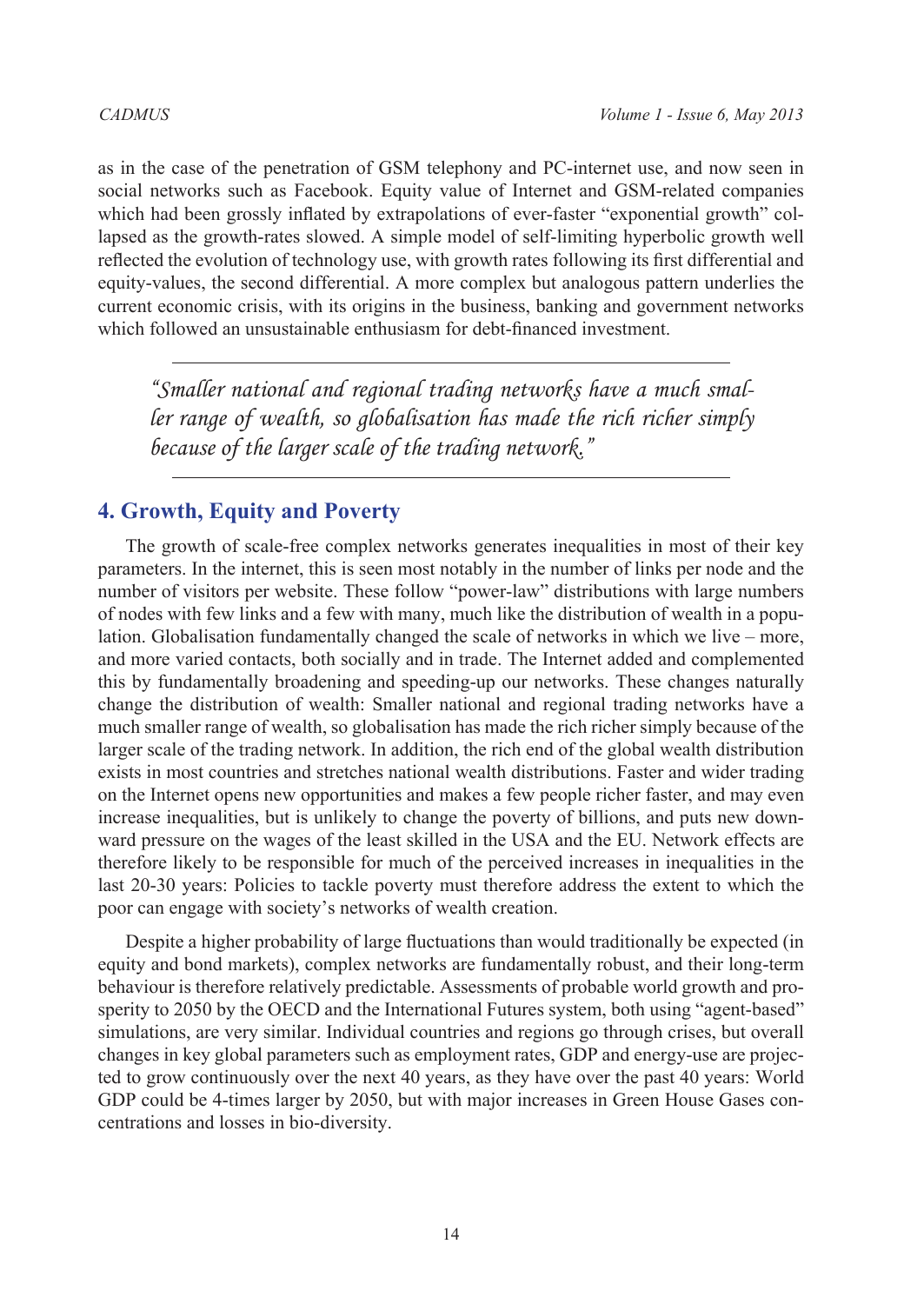as in the case of the penetration of GSM telephony and PC-internet use, and now seen in social networks such as Facebook. Equity value of Internet and GSM-related companies which had been grossly inflated by extrapolations of ever-faster "exponential growth" collapsed as the growth-rates slowed. A simple model of self-limiting hyperbolic growth well reflected the evolution of technology use, with growth rates following its first differential and equity-values, the second differential. A more complex but analogous pattern underlies the current economic crisis, with its origins in the business, banking and government networks which followed an unsustainable enthusiasm for debt-financed investment.

> *"Smaller national and regional trading networks have a much smaller range of wealth, so globalisation has made the rich richer simply because of the larger scale of the trading network."*

## 4. Growth, Equity and Poverty

The growth of scale-free complex networks generates inequalities in most of their key parameters. In the internet, this is seen most notably in the number of links per node and the number of visitors per website. These follow "power-law" distributions with large numbers of nodes with few links and a few with many, much like the distribution of wealth in a population. Globalisation fundamentally changed the scale of networks in which we live – more, and more varied contacts, both socially and in trade. The Internet added and complemented this by fundamentally broadening and speeding-up our networks. These changes naturally change the distribution of wealth: Smaller national and regional trading networks have a much smaller range of wealth, so globalisation has made the rich richer simply because of the larger scale of the trading network. In addition, the rich end of the global wealth distribution exists in most countries and stretches national wealth distributions. Faster and wider trading on the Internet opens new opportunities and makes a few people richer faster, and may even increase inequalities, but is unlikely to change the poverty of billions, and puts new downward pressure on the wages of the least skilled in the USA and the EU. Network effects are therefore likely to be responsible for much of the perceived increases in inequalities in the last 20-30 years: Policies to tackle poverty must therefore address the extent to which the poor can engage with society's networks of wealth creation.

Despite a higher probability of large fluctuations than would traditionally be expected (in equity and bond markets), complex networks are fundamentally robust, and their long-term behaviour is therefore relatively predictable. Assessments of probable world growth and prosperity to 2050 by the OECD and the International Futures system, both using "agent-based" simulations, are very similar. Individual countries and regions go through crises, but overall changes in key global parameters such as employment rates, GDP and energy-use are projected to grow continuously over the next 40 years, as they have over the past 40 years: World GDP could be 4-times larger by 2050, but with major increases in Green House Gases concentrations and losses in bio-diversity.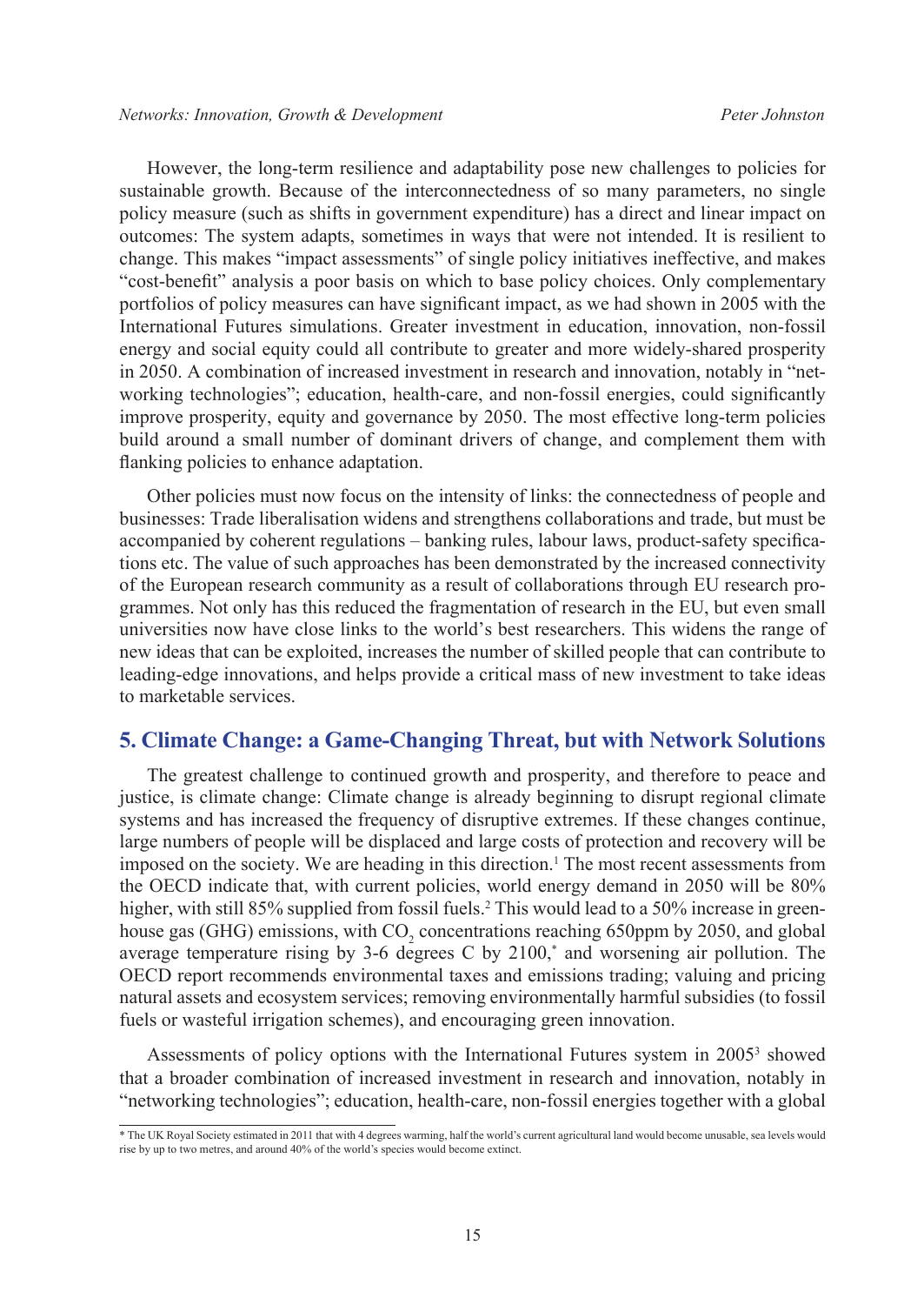However, the long-term resilience and adaptability pose new challenges to policies for sustainable growth. Because of the interconnectedness of so many parameters, no single policy measure (such as shifts in government expenditure) has a direct and linear impact on outcomes: The system adapts, sometimes in ways that were not intended. It is resilient to change. This makes "impact assessments" of single policy initiatives ineffective, and makes "cost-benefit" analysis a poor basis on which to base policy choices. Only complementary portfolios of policy measures can have significant impact, as we had shown in 2005 with the International Futures simulations. Greater investment in education, innovation, non-fossil energy and social equity could all contribute to greater and more widely-shared prosperity in 2050. A combination of increased investment in research and innovation, notably in "networking technologies"; education, health-care, and non-fossil energies, could significantly improve prosperity, equity and governance by 2050. The most effective long-term policies build around a small number of dominant drivers of change, and complement them with flanking policies to enhance adaptation.

Other policies must now focus on the intensity of links: the connectedness of people and businesses: Trade liberalisation widens and strengthens collaborations and trade, but must be accompanied by coherent regulations – banking rules, labour laws, product-safety specifications etc. The value of such approaches has been demonstrated by the increased connectivity of the European research community as a result of collaborations through EU research programmes. Not only has this reduced the fragmentation of research in the EU, but even small universities now have close links to the world's best researchers. This widens the range of new ideas that can be exploited, increases the number of skilled people that can contribute to leading-edge innovations, and helps provide a critical mass of new investment to take ideas to marketable services.

## 5. Climate Change: a Game-Changing Threat, but with Network Solutions

The greatest challenge to continued growth and prosperity, and therefore to peace and justice, is climate change: Climate change is already beginning to disrupt regional climate systems and has increased the frequency of disruptive extremes. If these changes continue, large numbers of people will be displaced and large costs of protection and recovery will be imposed on the society. We are heading in this direction.[1] The most recent assessments from the OECD indicate that, with current policies, world energy demand in 2050 will be 80% higher, with still 85% supplied from fossil fuels.[2] This would lead to a 50% increase in greenhouse gas (GHG) emissions, with $CO_2$ concentrations reaching 650ppm by 2050, and global average temperature rising by 3-6 degrees C by 2100,[*] and worsening air pollution. The OECD report recommends environmental taxes and emissions trading; valuing and pricing natural assets and ecosystem services; removing environmentally harmful subsidies (to fossil fuels or wasteful irrigation schemes), and encouraging green innovation.

Assessments of policy options with the International Futures system in 2005[3] showed that a broader combination of increased investment in research and innovation, notably in "networking technologies"; education, health-care, non-fossil energies together with a global

* The UK Royal Society estimated in 2011 that with 4 degrees warming, half the world's current agricultural land would become unusable, sea levels would rise by up to two metres, and around 40% of the world's species would become extinct.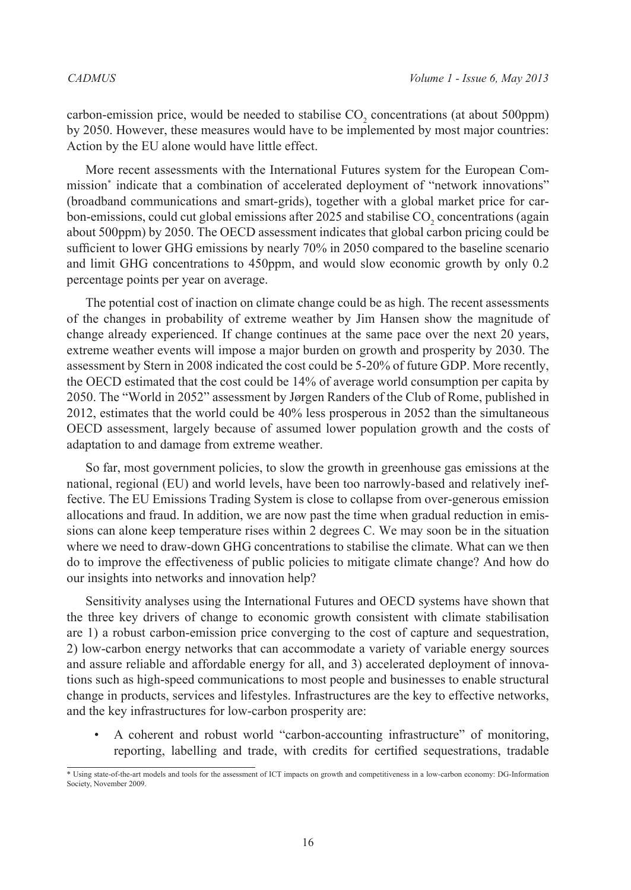carbon-emission price, would be needed to stabilise $CO_2$ concentrations (at about 500ppm) by 2050. However, these measures would have to be implemented by most major countries: Action by the EU alone would have little effect.

More recent assessments with the International Futures system for the European Commission* indicate that a combination of accelerated deployment of "network innovations" (broadband communications and smart-grids), together with a global market price for carbon-emissions, could cut global emissions after 2025 and stabilise $CO_2$ concentrations (again about 500ppm) by 2050. The OECD assessment indicates that global carbon pricing could be sufficient to lower GHG emissions by nearly 70% in 2050 compared to the baseline scenario and limit GHG concentrations to 450ppm, and would slow economic growth by only 0.2 percentage points per year on average.

The potential cost of inaction on climate change could be as high. The recent assessments of the changes in probability of extreme weather by Jim Hansen show the magnitude of change already experienced. If change continues at the same pace over the next 20 years, extreme weather events will impose a major burden on growth and prosperity by 2030. The assessment by Stern in 2008 indicated the cost could be 5-20% of future GDP. More recently, the OECD estimated that the cost could be 14% of average world consumption per capita by 2050. The "World in 2052" assessment by Jørgen Randers of the Club of Rome, published in 2012, estimates that the world could be 40% less prosperous in 2052 than the simultaneous OECD assessment, largely because of assumed lower population growth and the costs of adaptation to and damage from extreme weather.

So far, most government policies, to slow the growth in greenhouse gas emissions at the national, regional (EU) and world levels, have been too narrowly-based and relatively ineffective. The EU Emissions Trading System is close to collapse from over-generous emission allocations and fraud. In addition, we are now past the time when gradual reduction in emissions can alone keep temperature rises within 2 degrees C. We may soon be in the situation where we need to draw-down GHG concentrations to stabilise the climate. What can we then do to improve the effectiveness of public policies to mitigate climate change? And how do our insights into networks and innovation help?

Sensitivity analyses using the International Futures and OECD systems have shown that the three key drivers of change to economic growth consistent with climate stabilisation are 1) a robust carbon-emission price converging to the cost of capture and sequestration, 2) low-carbon energy networks that can accommodate a variety of variable energy sources and assure reliable and affordable energy for all, and 3) accelerated deployment of innovations such as high-speed communications to most people and businesses to enable structural change in products, services and lifestyles. Infrastructures are the key to effective networks, and the key infrastructures for low-carbon prosperity are:

- A coherent and robust world "carbon-accounting infrastructure" of monitoring, reporting, labelling and trade, with credits for certified sequestrations, tradable

---

* Using state-of-the-art models and tools for the assessment of ICT impacts on growth and competitiveness in a low-carbon economy: DG-Information Society, November 2009.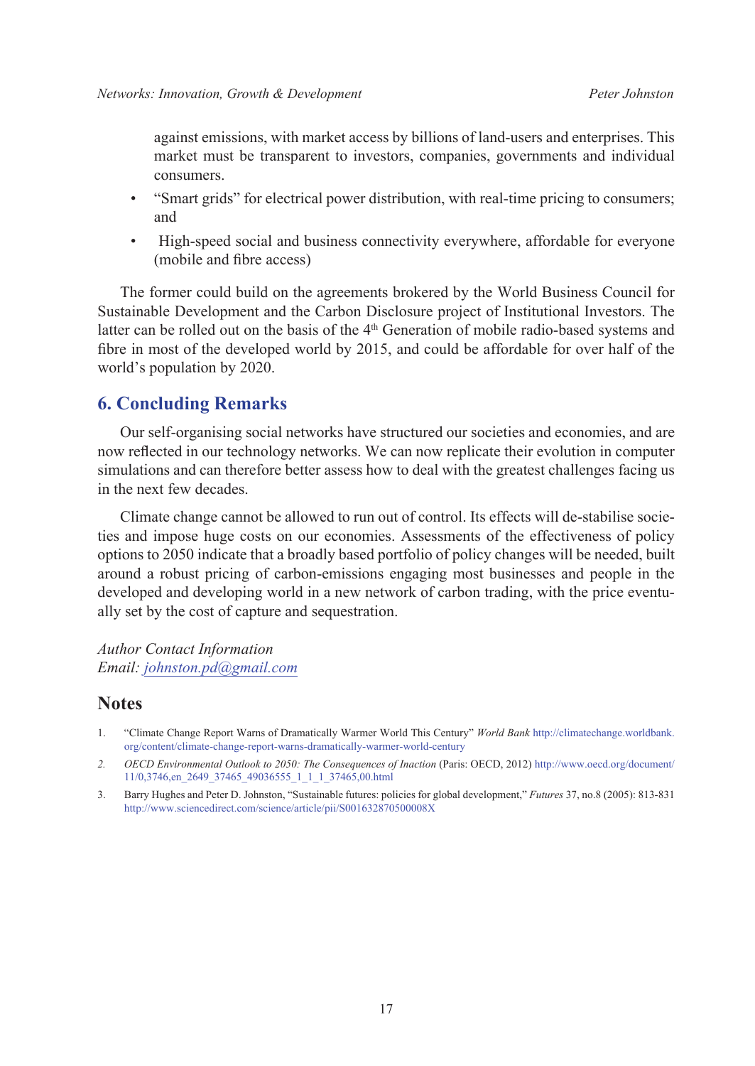against emissions, with market access by billions of land-users and enterprises. This market must be transparent to investors, companies, governments and individual consumers.

- "Smart grids" for electrical power distribution, with real-time pricing to consumers; and
- High-speed social and business connectivity everywhere, affordable for everyone (mobile and fibre access)

The former could build on the agreements brokered by the World Business Council for Sustainable Development and the Carbon Disclosure project of Institutional Investors. The latter can be rolled out on the basis of the 4th Generation of mobile radio-based systems and fibre in most of the developed world by 2015, and could be affordable for over half of the world's population by 2020.

## 6. Concluding Remarks

Our self-organising social networks have structured our societies and economies, and are now reflected in our technology networks. We can now replicate their evolution in computer simulations and can therefore better assess how to deal with the greatest challenges facing us in the next few decades.

Climate change cannot be allowed to run out of control. Its effects will de-stabilise societies and impose huge costs on our economies. Assessments of the effectiveness of policy options to 2050 indicate that a broadly based portfolio of policy changes will be needed, built around a robust pricing of carbon-emissions engaging most businesses and people in the developed and developing world in a new network of carbon trading, with the price eventually set by the cost of capture and sequestration.

*Author Contact Information*
*Email: johnston.pd@gmail.com*

## Notes

1. "Climate Change Report Warns of Dramatically Warmer World This Century" *World Bank* http://climatechange.worldbank.org/content/climate-change-report-warns-dramatically-warmer-world-century
2. *OECD Environmental Outlook to 2050: The Consequences of Inaction* (Paris: OECD, 2012) http://www.oecd.org/document/11/0,3746,en_2649_37465_49036555_1_1_1_37465,00.html
3. Barry Hughes and Peter D. Johnston, "Sustainable futures: policies for global development," *Futures* 37, no.8 (2005): 813-831 http://www.sciencedirect.com/science/article/pii/S001632870500008X